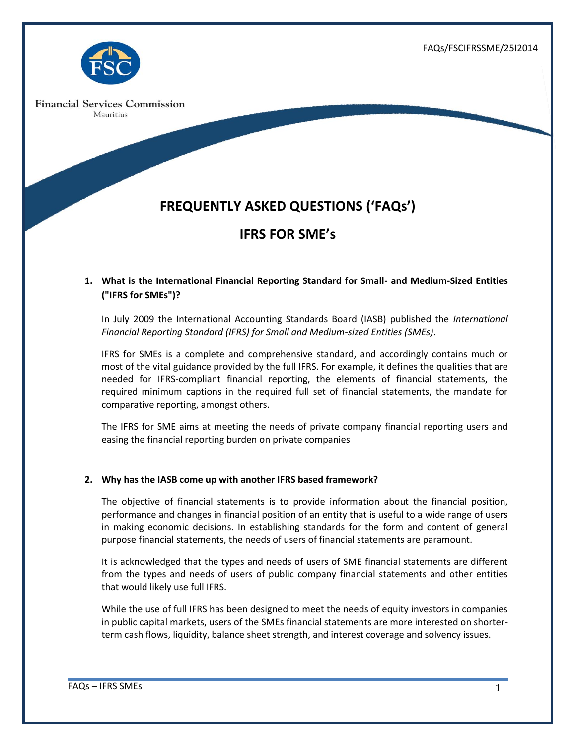FAQs/FSCIFRSSME/25I2014

Financial Services Commission
Mauritius

# FREQUENTLY ASKED QUESTIONS ('FAQs')

## IFRS FOR SME's

**1. What is the International Financial Reporting Standard for Small- and Medium-Sized Entities ("IFRS for SMEs")?**

In July 2009 the International Accounting Standards Board (IASB) published the *International Financial Reporting Standard (IFRS) for Small and Medium-sized Entities (SMEs)*.

IFRS for SMEs is a complete and comprehensive standard, and accordingly contains much or most of the vital guidance provided by the full IFRS. For example, it defines the qualities that are needed for IFRS-compliant financial reporting, the elements of financial statements, the required minimum captions in the required full set of financial statements, the mandate for comparative reporting, amongst others.

The IFRS for SME aims at meeting the needs of private company financial reporting users and easing the financial reporting burden on private companies

**2. Why has the IASB come up with another IFRS based framework?**

The objective of financial statements is to provide information about the financial position, performance and changes in financial position of an entity that is useful to a wide range of users in making economic decisions. In establishing standards for the form and content of general purpose financial statements, the needs of users of financial statements are paramount.

It is acknowledged that the types and needs of users of SME financial statements are different from the types and needs of users of public company financial statements and other entities that would likely use full IFRS.

While the use of full IFRS has been designed to meet the needs of equity investors in companies in public capital markets, users of the SMEs financial statements are more interested on shorter-term cash flows, liquidity, balance sheet strength, and interest coverage and solvency issues.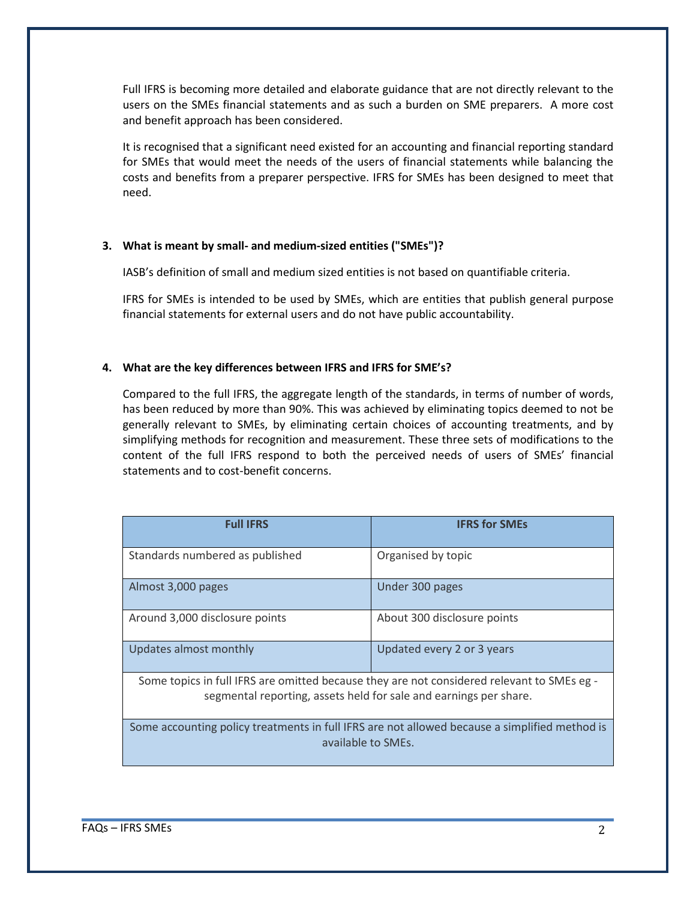Full IFRS is becoming more detailed and elaborate guidance that are not directly relevant to the users on the SMEs financial statements and as such a burden on SME preparers. A more cost and benefit approach has been considered.

It is recognised that a significant need existed for an accounting and financial reporting standard for SMEs that would meet the needs of the users of financial statements while balancing the costs and benefits from a preparer perspective. IFRS for SMEs has been designed to meet that need.

**3. What is meant by small- and medium-sized entities ("SMEs")?**

IASB's definition of small and medium sized entities is not based on quantifiable criteria.

IFRS for SMEs is intended to be used by SMEs, which are entities that publish general purpose financial statements for external users and do not have public accountability.

**4. What are the key differences between IFRS and IFRS for SME's?**

Compared to the full IFRS, the aggregate length of the standards, in terms of number of words, has been reduced by more than 90%. This was achieved by eliminating topics deemed to not be generally relevant to SMEs, by eliminating certain choices of accounting treatments, and by simplifying methods for recognition and measurement. These three sets of modifications to the content of the full IFRS respond to both the perceived needs of users of SMEs' financial statements and to cost-benefit concerns.

| Full IFRS | IFRS for SMEs |
| --- | --- |
| Standards numbered as published | Organised by topic |
| Almost 3,000 pages | Under 300 pages |
| Around 3,000 disclosure points | About 300 disclosure points |
| Updates almost monthly | Updated every 2 or 3 years |
| Some topics in full IFRS are omitted because they are not considered relevant to SMEs eg - segmental reporting, assets held for sale and earnings per share. | |
| Some accounting policy treatments in full IFRS are not allowed because a simplified method is available to SMEs. | |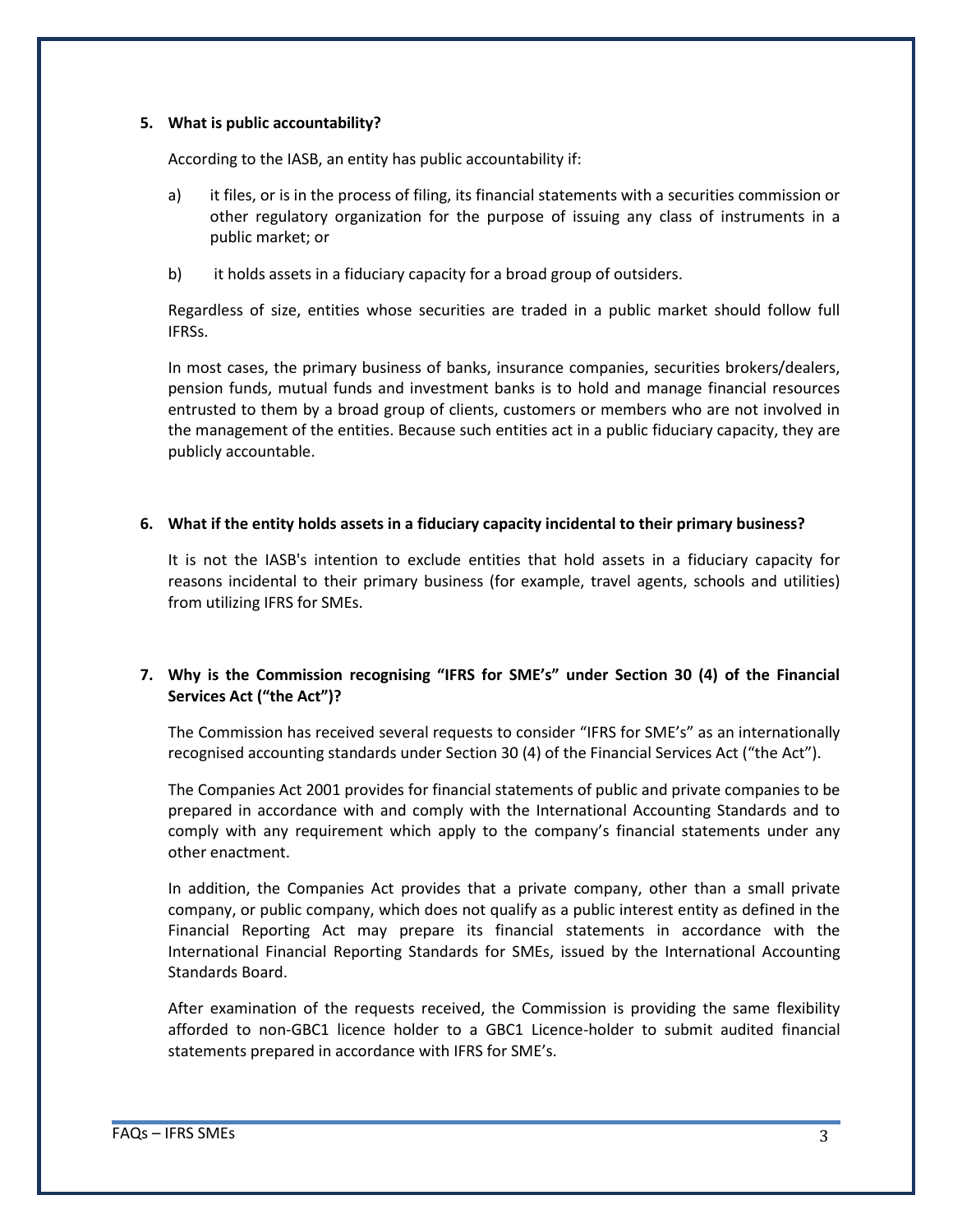**5. What is public accountability?**

According to the IASB, an entity has public accountability if:

a) it files, or is in the process of filing, its financial statements with a securities commission or other regulatory organization for the purpose of issuing any class of instruments in a public market; or

b) it holds assets in a fiduciary capacity for a broad group of outsiders.

Regardless of size, entities whose securities are traded in a public market should follow full IFRSs.

In most cases, the primary business of banks, insurance companies, securities brokers/dealers, pension funds, mutual funds and investment banks is to hold and manage financial resources entrusted to them by a broad group of clients, customers or members who are not involved in the management of the entities. Because such entities act in a public fiduciary capacity, they are publicly accountable.

**6. What if the entity holds assets in a fiduciary capacity incidental to their primary business?**

It is not the IASB's intention to exclude entities that hold assets in a fiduciary capacity for reasons incidental to their primary business (for example, travel agents, schools and utilities) from utilizing IFRS for SMEs.

**7. Why is the Commission recognising "IFRS for SME's" under Section 30 (4) of the Financial Services Act ("the Act")?**

The Commission has received several requests to consider "IFRS for SME's" as an internationally recognised accounting standards under Section 30 (4) of the Financial Services Act ("the Act").

The Companies Act 2001 provides for financial statements of public and private companies to be prepared in accordance with and comply with the International Accounting Standards and to comply with any requirement which apply to the company's financial statements under any other enactment.

In addition, the Companies Act provides that a private company, other than a small private company, or public company, which does not qualify as a public interest entity as defined in the Financial Reporting Act may prepare its financial statements in accordance with the International Financial Reporting Standards for SMEs, issued by the International Accounting Standards Board.

After examination of the requests received, the Commission is providing the same flexibility afforded to non-GBC1 licence holder to a GBC1 Licence-holder to submit audited financial statements prepared in accordance with IFRS for SME's.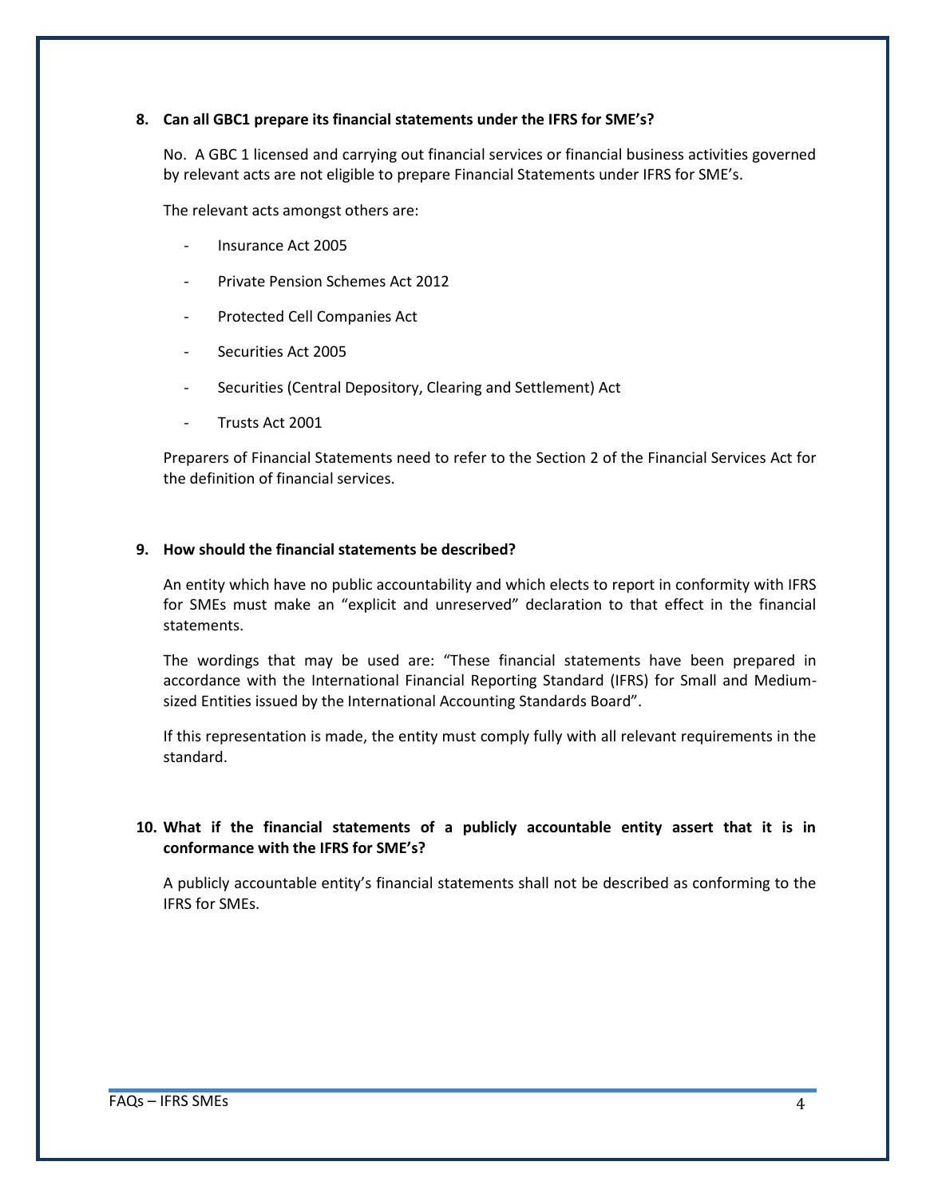**8. Can all GBC1 prepare its financial statements under the IFRS for SME's?**

No. A GBC 1 licensed and carrying out financial services or financial business activities governed by relevant acts are not eligible to prepare Financial Statements under IFRS for SME's.

The relevant acts amongst others are:

- Insurance Act 2005
- Private Pension Schemes Act 2012
- Protected Cell Companies Act
- Securities Act 2005
- Securities (Central Depository, Clearing and Settlement) Act
- Trusts Act 2001

Preparers of Financial Statements need to refer to the Section 2 of the Financial Services Act for the definition of financial services.

**9. How should the financial statements be described?**

An entity which have no public accountability and which elects to report in conformity with IFRS for SMEs must make an "explicit and unreserved" declaration to that effect in the financial statements.

The wordings that may be used are: "These financial statements have been prepared in accordance with the International Financial Reporting Standard (IFRS) for Small and Medium-sized Entities issued by the International Accounting Standards Board".

If this representation is made, the entity must comply fully with all relevant requirements in the standard.

**10. What if the financial statements of a publicly accountable entity assert that it is in conformance with the IFRS for SME's?**

A publicly accountable entity's financial statements shall not be described as conforming to the IFRS for SMEs.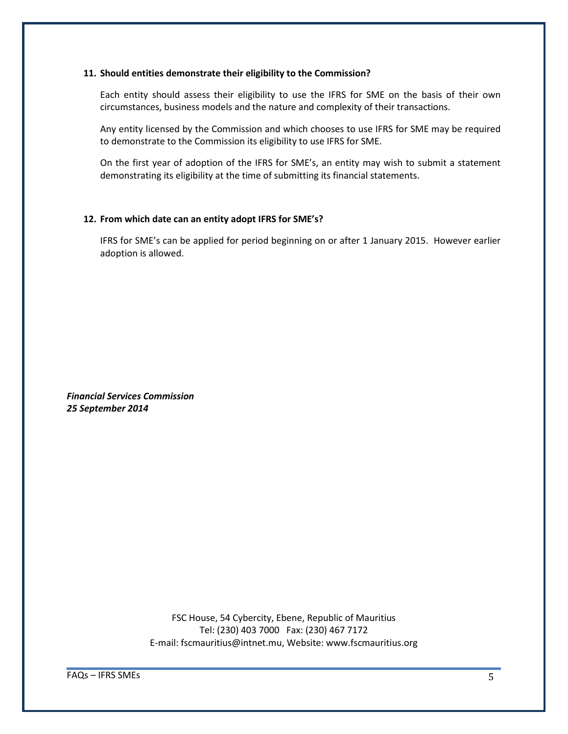**11. Should entities demonstrate their eligibility to the Commission?**

Each entity should assess their eligibility to use the IFRS for SME on the basis of their own circumstances, business models and the nature and complexity of their transactions.

Any entity licensed by the Commission and which chooses to use IFRS for SME may be required to demonstrate to the Commission its eligibility to use IFRS for SME.

On the first year of adoption of the IFRS for SME's, an entity may wish to submit a statement demonstrating its eligibility at the time of submitting its financial statements.

**12. From which date can an entity adopt IFRS for SME's?**

IFRS for SME's can be applied for period beginning on or after 1 January 2015. However earlier adoption is allowed.

***Financial Services Commission***
***25 September 2014***

FSC House, 54 Cybercity, Ebene, Republic of Mauritius
Tel: (230) 403 7000 Fax: (230) 467 7172
E-mail: fscmauritius@intnet.mu, Website: www.fscmauritius.org